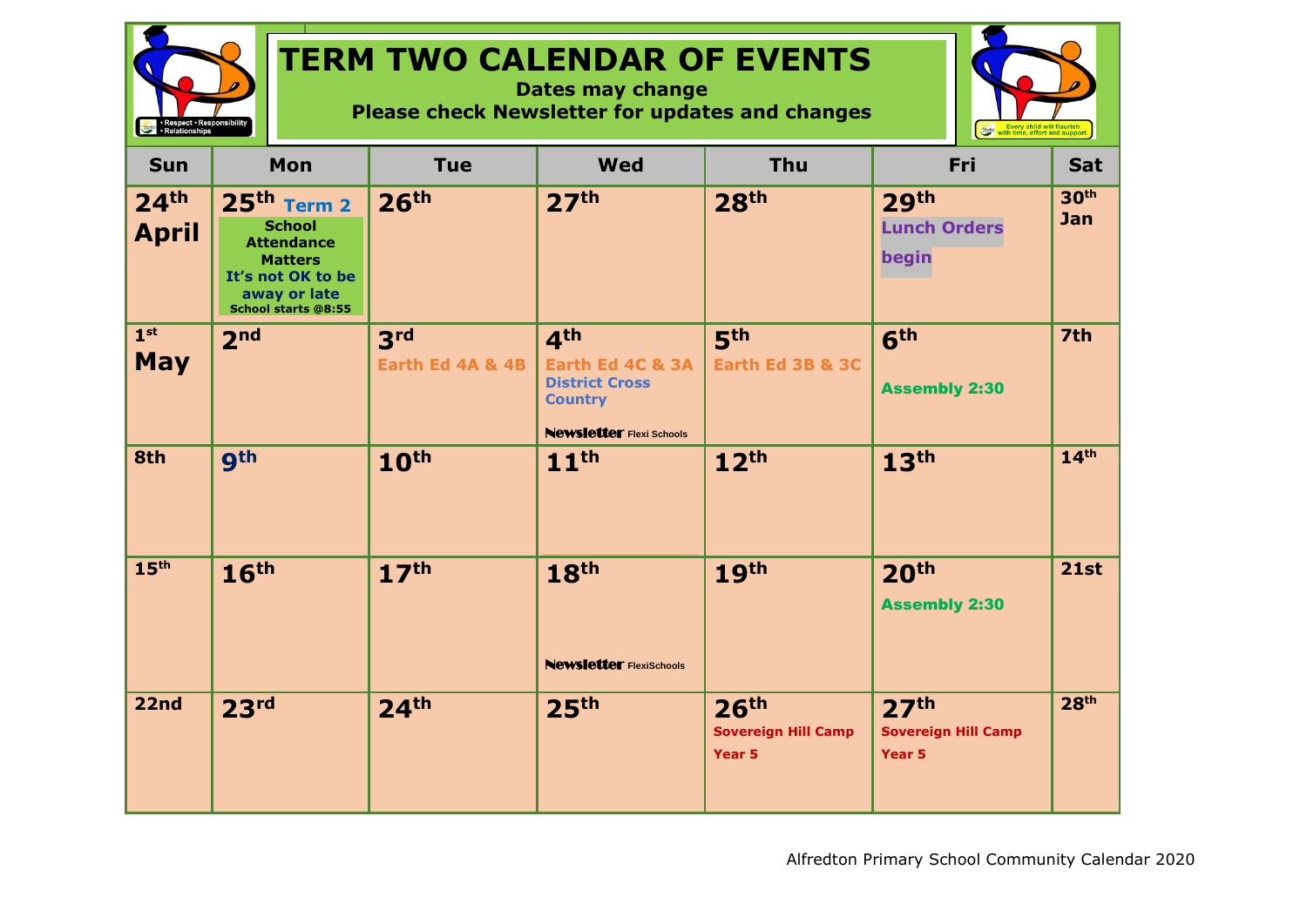# TERM TWO CALENDAR OF EVENTS

**Dates may change**
**Please check Newsletter for updates and changes**

| Sun | Mon | Tue | Wed | Thu | Fri | Sat |
|---|---|---|---|---|---|---|
| 24th April | 25th Term 2<br>School Attendance Matters<br>It's not OK to be away or late<br>School starts @8:55 | 26th | 27th | 28th | 29th<br>Lunch Orders begin | 30th Jan |
| 1st May | 2nd | 3rd<br>Earth Ed 4A & 4B | 4th<br>Earth Ed 4C & 3A<br>District Cross Country<br>Newsletter Flexi Schools | 5th<br>Earth Ed 3B & 3C | 6th<br>Assembly 2:30 | 7th |
| 8th | 9th | 10th | 11th | 12th | 13th | 14th |
| 15th | 16th | 17th | 18th<br>Newsletter FlexiSchools | 19th | 20th<br>Assembly 2:30 | 21st |
| 22nd | 23rd | 24th | 25th | 26th<br>Sovereign Hill Camp Year 5 | 27th<br>Sovereign Hill Camp Year 5 | 28th |

Alfredton Primary School Community Calendar 2020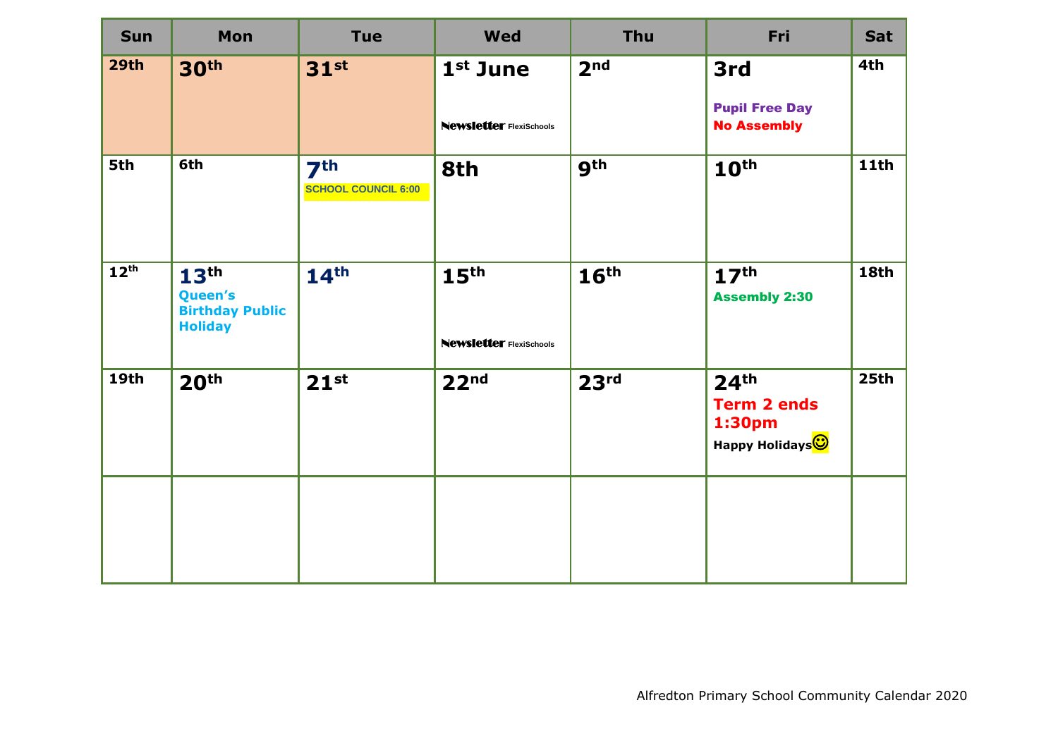| Sun | Mon | Tue | Wed | Thu | Fri | Sat |
|---|---|---|---|---|---|---|
| 29th | 30th | 31st | 1st June<br><br>Newsletter FlexiSchools | 2nd | 3rd<br><br>Pupil Free Day<br>No Assembly | 4th |
| 5th | 6th | 7th<br>SCHOOL COUNCIL 6:00 | 8th | 9th | 10th | 11th |
| 12th | 13th<br>Queen's Birthday Public Holiday | 14th | 15th<br><br>Newsletter FlexiSchools | 16th | 17th<br>Assembly 2:30 | 18th |
| 19th | 20th | 21st | 22nd | 23rd | 24th<br>Term 2 ends 1:30pm<br>Happy Holidays☺ | 25th |
| | | | | | | |

Alfredton Primary School Community Calendar 2020